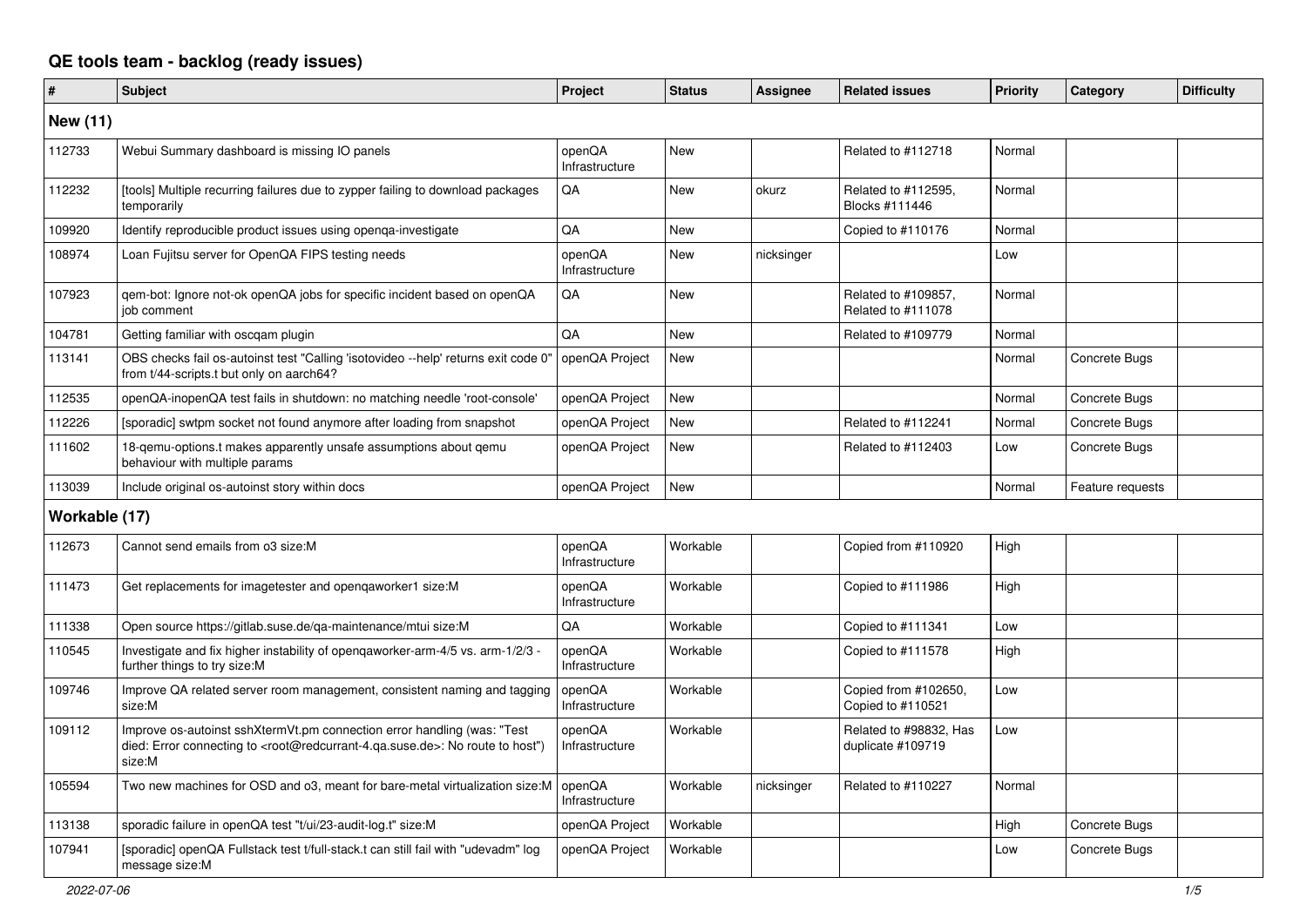# QE tools team - backlog (ready issues)

| # | Subject | Project | Status | Assignee | Related issues | Priority | Category | Difficulty |
|---|---|---|---|---|---|---|---|---|
| **New (11)** | | | | | | | | |
| 112733 | Webui Summary dashboard is missing IO panels | openQA Infrastructure | New | | Related to #112718 | Normal | | |
| 112232 | [tools] Multiple recurring failures due to zypper failing to download packages temporarily | QA | New | okurz | Related to #112595, Blocks #111446 | Normal | | |
| 109920 | Identify reproducible product issues using openqa-investigate | QA | New | | Copied to #110176 | Normal | | |
| 108974 | Loan Fujitsu server for OpenQA FIPS testing needs | openQA Infrastructure | New | nicksinger | | Low | | |
| 107923 | qem-bot: Ignore not-ok openQA jobs for specific incident based on openQA job comment | QA | New | | Related to #109857, Related to #111078 | Normal | | |
| 104781 | Getting familiar with oscqam plugin | QA | New | | Related to #109779 | Normal | | |
| 113141 | OBS checks fail os-autoinst test "Calling 'isotovideo --help' returns exit code 0" from t/44-scripts.t but only on aarch64? | openQA Project | New | | | Normal | Concrete Bugs | |
| 112535 | openQA-inopenQA test fails in shutdown: no matching needle 'root-console' | openQA Project | New | | | Normal | Concrete Bugs | |
| 112226 | [sporadic] swtpm socket not found anymore after loading from snapshot | openQA Project | New | | Related to #112241 | Normal | Concrete Bugs | |
| 111602 | 18-qemu-options.t makes apparently unsafe assumptions about qemu behaviour with multiple params | openQA Project | New | | Related to #112403 | Low | Concrete Bugs | |
| 113039 | Include original os-autoinst story within docs | openQA Project | New | | | Normal | Feature requests | |
| **Workable (17)** | | | | | | | | |
| 112673 | Cannot send emails from o3 size:M | openQA Infrastructure | Workable | | Copied from #110920 | High | | |
| 111473 | Get replacements for imagetester and openqaworker1 size:M | openQA Infrastructure | Workable | | Copied to #111986 | High | | |
| 111338 | Open source https://gitlab.suse.de/qa-maintenance/mtui size:M | QA | Workable | | Copied to #111341 | Low | | |
| 110545 | Investigate and fix higher instability of openqaworker-arm-4/5 vs. arm-1/2/3 - further things to try size:M | openQA Infrastructure | Workable | | Copied to #111578 | High | | |
| 109746 | Improve QA related server room management, consistent naming and tagging size:M | openQA Infrastructure | Workable | | Copied from #102650, Copied to #110521 | Low | | |
| 109112 | Improve os-autoinst sshXtermVt.pm connection error handling (was: "Test died: Error connecting to <root@redcurrant-4.qa.suse.de>: No route to host") size:M | openQA Infrastructure | Workable | | Related to #98832, Has duplicate #109719 | Low | | |
| 105594 | Two new machines for OSD and o3, meant for bare-metal virtualization size:M | openQA Infrastructure | Workable | nicksinger | Related to #110227 | Normal | | |
| 113138 | sporadic failure in openQA test "t/ui/23-audit-log.t" size:M | openQA Project | Workable | | | High | Concrete Bugs | |
| 107941 | [sporadic] openQA Fullstack test t/full-stack.t can still fail with "udevadm" log message size:M | openQA Project | Workable | | | Low | Concrete Bugs | |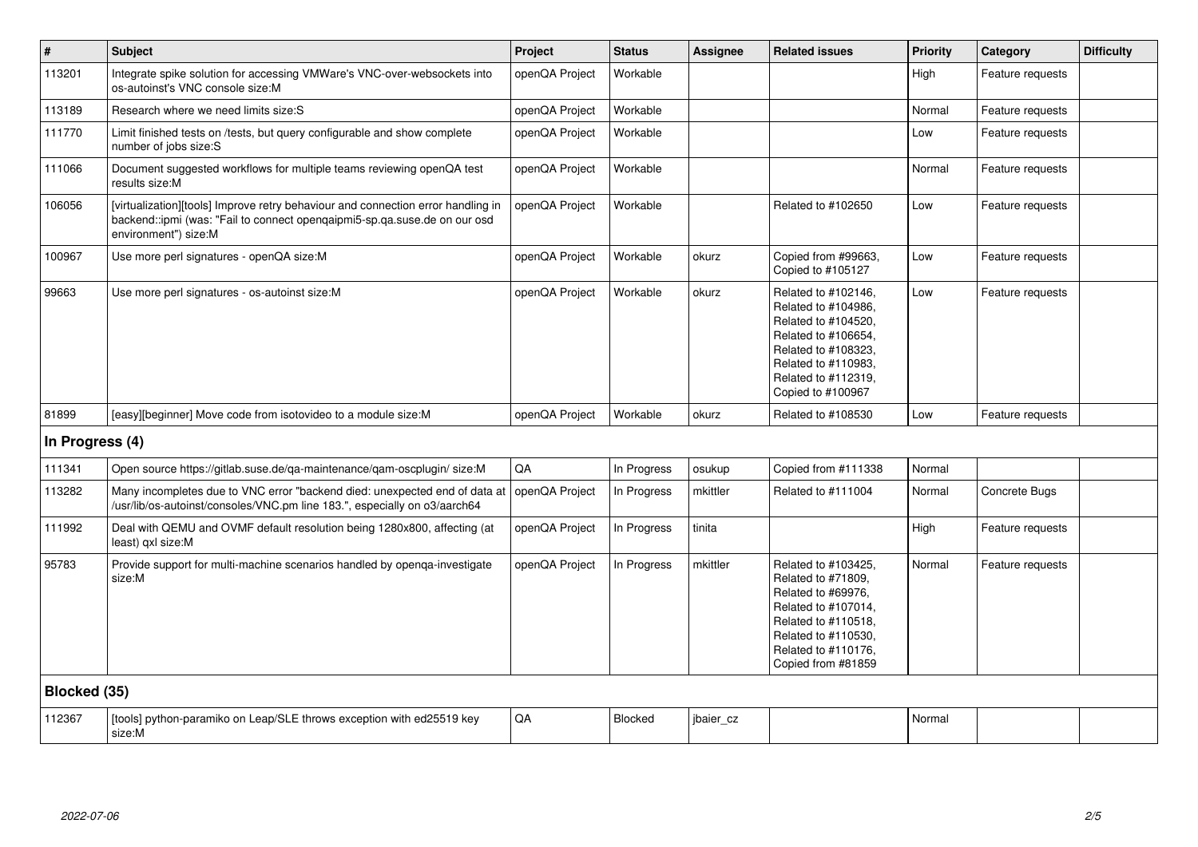| # | Subject | Project | Status | Assignee | Related issues | Priority | Category | Difficulty |
|---|---|---|---|---|---|---|---|---|
| 113201 | Integrate spike solution for accessing VMWare's VNC-over-websockets into os-autoinst's VNC console size:M | openQA Project | Workable | | | High | Feature requests | |
| 113189 | Research where we need limits size:S | openQA Project | Workable | | | Normal | Feature requests | |
| 111770 | Limit finished tests on /tests, but query configurable and show complete number of jobs size:S | openQA Project | Workable | | | Low | Feature requests | |
| 111066 | Document suggested workflows for multiple teams reviewing openQA test results size:M | openQA Project | Workable | | | Normal | Feature requests | |
| 106056 | [virtualization][tools] Improve retry behaviour and connection error handling in backend::ipmi (was: "Fail to connect openqaipmi5-sp.qa.suse.de on our osd environment") size:M | openQA Project | Workable | | Related to #102650 | Low | Feature requests | |
| 100967 | Use more perl signatures - openQA size:M | openQA Project | Workable | okurz | Copied from #99663, Copied to #105127 | Low | Feature requests | |
| 99663 | Use more perl signatures - os-autoinst size:M | openQA Project | Workable | okurz | Related to #102146, Related to #104986, Related to #104520, Related to #106654, Related to #108323, Related to #110983, Related to #112319, Copied to #100967 | Low | Feature requests | |
| 81899 | [easy][beginner] Move code from isotovideo to a module size:M | openQA Project | Workable | okurz | Related to #108530 | Low | Feature requests | |
| **In Progress (4)** | | | | | | | | |
| 111341 | Open source https://gitlab.suse.de/qa-maintenance/qam-oscplugin/ size:M | QA | In Progress | osukup | Copied from #111338 | Normal | | |
| 113282 | Many incompletes due to VNC error "backend died: unexpected end of data at /usr/lib/os-autoinst/consoles/VNC.pm line 183.", especially on o3/aarch64 | openQA Project | In Progress | mkittler | Related to #111004 | Normal | Concrete Bugs | |
| 111992 | Deal with QEMU and OVMF default resolution being 1280x800, affecting (at least) qxl size:M | openQA Project | In Progress | tinita | | High | Feature requests | |
| 95783 | Provide support for multi-machine scenarios handled by openqa-investigate size:M | openQA Project | In Progress | mkittler | Related to #103425, Related to #71809, Related to #69976, Related to #107014, Related to #110518, Related to #110530, Related to #110176, Copied from #81859 | Normal | Feature requests | |
| **Blocked (35)** | | | | | | | | |
| 112367 | [tools] python-paramiko on Leap/SLE throws exception with ed25519 key size:M | QA | Blocked | jbaier_cz | | Normal | | |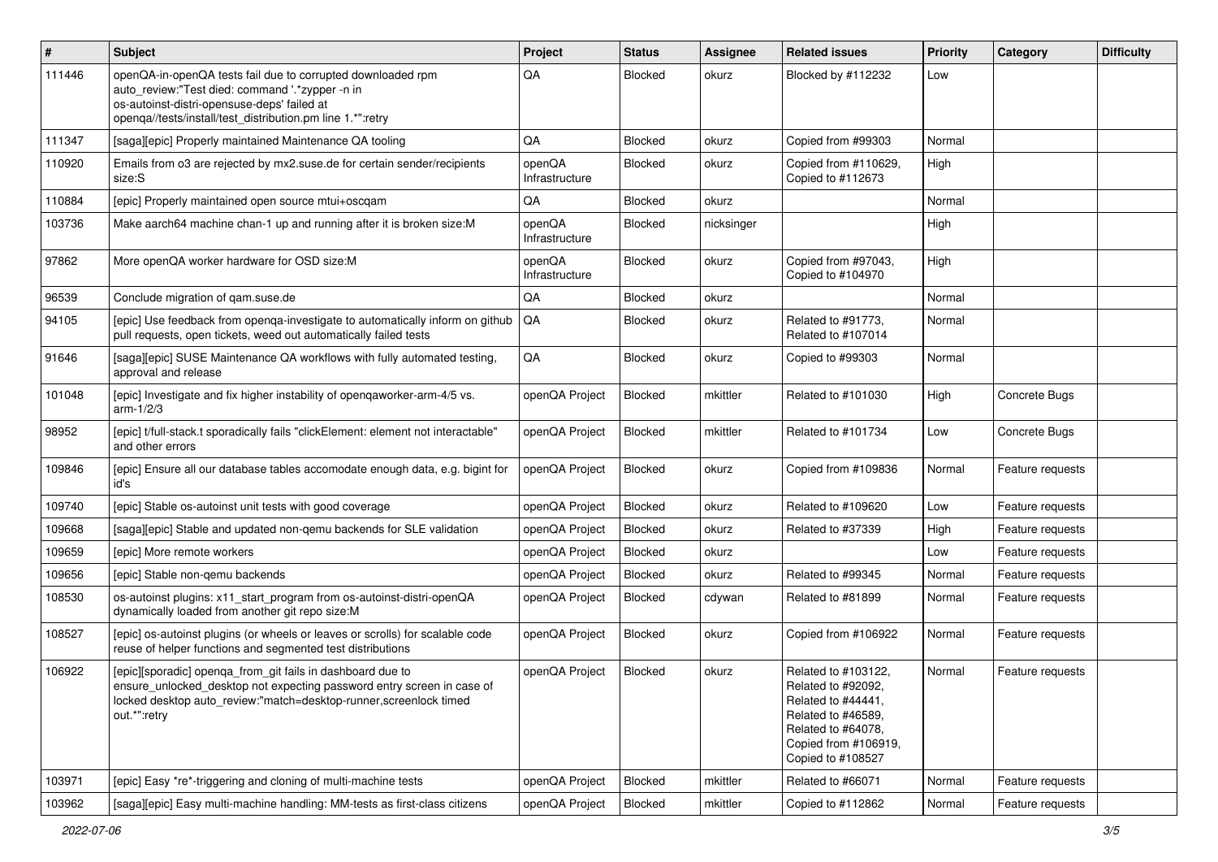| # | Subject | Project | Status | Assignee | Related issues | Priority | Category | Difficulty |
|---|---|---|---|---|---|---|---|---|
| 111446 | openQA-in-openQA tests fail due to corrupted downloaded rpm auto_review:"Test died: command '.*zypper -n in os-autoinst-distri-opensuse-deps' failed at openqa//tests/install/test_distribution.pm line 1.*":retry | QA | Blocked | okurz | Blocked by #112232 | Low | | |
| 111347 | [saga][epic] Properly maintained Maintenance QA tooling | QA | Blocked | okurz | Copied from #99303 | Normal | | |
| 110920 | Emails from o3 are rejected by mx2.suse.de for certain sender/recipients size:S | openQA Infrastructure | Blocked | okurz | Copied from #110629, Copied to #112673 | High | | |
| 110884 | [epic] Properly maintained open source mtui+oscqam | QA | Blocked | okurz | | Normal | | |
| 103736 | Make aarch64 machine chan-1 up and running after it is broken size:M | openQA Infrastructure | Blocked | nicksinger | | High | | |
| 97862 | More openQA worker hardware for OSD size:M | openQA Infrastructure | Blocked | okurz | Copied from #97043, Copied to #104970 | High | | |
| 96539 | Conclude migration of qam.suse.de | QA | Blocked | okurz | | Normal | | |
| 94105 | [epic] Use feedback from openqa-investigate to automatically inform on github pull requests, open tickets, weed out automatically failed tests | QA | Blocked | okurz | Related to #91773, Related to #107014 | Normal | | |
| 91646 | [saga][epic] SUSE Maintenance QA workflows with fully automated testing, approval and release | QA | Blocked | okurz | Copied to #99303 | Normal | | |
| 101048 | [epic] Investigate and fix higher instability of openqaworker-arm-4/5 vs. arm-1/2/3 | openQA Project | Blocked | mkittler | Related to #101030 | High | Concrete Bugs | |
| 98952 | [epic] t/full-stack.t sporadically fails "clickElement: element not interactable" and other errors | openQA Project | Blocked | mkittler | Related to #101734 | Low | Concrete Bugs | |
| 109846 | [epic] Ensure all our database tables accomodate enough data, e.g. bigint for id's | openQA Project | Blocked | okurz | Copied from #109836 | Normal | Feature requests | |
| 109740 | [epic] Stable os-autoinst unit tests with good coverage | openQA Project | Blocked | okurz | Related to #109620 | Low | Feature requests | |
| 109668 | [saga][epic] Stable and updated non-qemu backends for SLE validation | openQA Project | Blocked | okurz | Related to #37339 | High | Feature requests | |
| 109659 | [epic] More remote workers | openQA Project | Blocked | okurz | | Low | Feature requests | |
| 109656 | [epic] Stable non-qemu backends | openQA Project | Blocked | okurz | Related to #99345 | Normal | Feature requests | |
| 108530 | os-autoinst plugins: x11_start_program from os-autoinst-distri-openQA dynamically loaded from another git repo size:M | openQA Project | Blocked | cdywan | Related to #81899 | Normal | Feature requests | |
| 108527 | [epic] os-autoinst plugins (or wheels or leaves or scrolls) for scalable code reuse of helper functions and segmented test distributions | openQA Project | Blocked | okurz | Copied from #106922 | Normal | Feature requests | |
| 106922 | [epic][sporadic] openqa_from_git fails in dashboard due to ensure_unlocked_desktop not expecting password entry screen in case of locked desktop auto_review:"match=desktop-runner,screenlock timed out.*":retry | openQA Project | Blocked | okurz | Related to #103122, Related to #92092, Related to #44441, Related to #46589, Related to #64078, Copied from #106919, Copied to #108527 | Normal | Feature requests | |
| 103971 | [epic] Easy *re*-triggering and cloning of multi-machine tests | openQA Project | Blocked | mkittler | Related to #66071 | Normal | Feature requests | |
| 103962 | [saga][epic] Easy multi-machine handling: MM-tests as first-class citizens | openQA Project | Blocked | mkittler | Copied to #112862 | Normal | Feature requests | |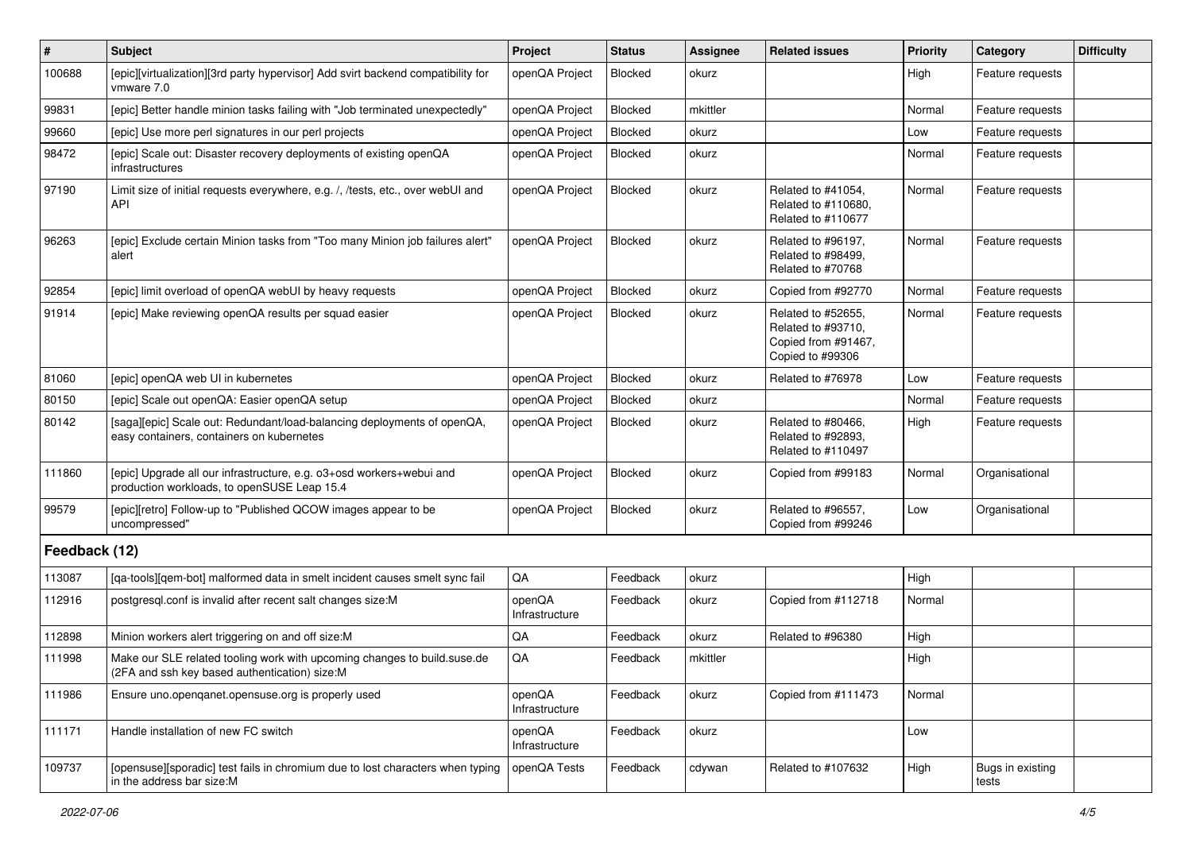| # | Subject | Project | Status | Assignee | Related issues | Priority | Category | Difficulty |
|---|---|---|---|---|---|---|---|---|
| 100688 | [epic][virtualization][3rd party hypervisor] Add svirt backend compatibility for vmware 7.0 | openQA Project | Blocked | okurz | | High | Feature requests | |
| 99831 | [epic] Better handle minion tasks failing with "Job terminated unexpectedly" | openQA Project | Blocked | mkittler | | Normal | Feature requests | |
| 99660 | [epic] Use more perl signatures in our perl projects | openQA Project | Blocked | okurz | | Low | Feature requests | |
| 98472 | [epic] Scale out: Disaster recovery deployments of existing openQA infrastructures | openQA Project | Blocked | okurz | | Normal | Feature requests | |
| 97190 | Limit size of initial requests everywhere, e.g. /, /tests, etc., over webUI and API | openQA Project | Blocked | okurz | Related to #41054, Related to #110680, Related to #110677 | Normal | Feature requests | |
| 96263 | [epic] Exclude certain Minion tasks from "Too many Minion job failures alert" alert | openQA Project | Blocked | okurz | Related to #96197, Related to #98499, Related to #70768 | Normal | Feature requests | |
| 92854 | [epic] limit overload of openQA webUI by heavy requests | openQA Project | Blocked | okurz | Copied from #92770 | Normal | Feature requests | |
| 91914 | [epic] Make reviewing openQA results per squad easier | openQA Project | Blocked | okurz | Related to #52655, Related to #93710, Copied from #91467, Copied to #99306 | Normal | Feature requests | |
| 81060 | [epic] openQA web UI in kubernetes | openQA Project | Blocked | okurz | Related to #76978 | Low | Feature requests | |
| 80150 | [epic] Scale out openQA: Easier openQA setup | openQA Project | Blocked | okurz | | Normal | Feature requests | |
| 80142 | [saga][epic] Scale out: Redundant/load-balancing deployments of openQA, easy containers, containers on kubernetes | openQA Project | Blocked | okurz | Related to #80466, Related to #92893, Related to #110497 | High | Feature requests | |
| 111860 | [epic] Upgrade all our infrastructure, e.g. o3+osd workers+webui and production workloads, to openSUSE Leap 15.4 | openQA Project | Blocked | okurz | Copied from #99183 | Normal | Organisational | |
| 99579 | [epic][retro] Follow-up to "Published QCOW images appear to be uncompressed" | openQA Project | Blocked | okurz | Related to #96557, Copied from #99246 | Low | Organisational | |
| **Feedback (12)** | | | | | | | | |
| 113087 | [qa-tools][qem-bot] malformed data in smelt incident causes smelt sync fail | QA | Feedback | okurz | | High | | |
| 112916 | postgresql.conf is invalid after recent salt changes size:M | openQA Infrastructure | Feedback | okurz | Copied from #112718 | Normal | | |
| 112898 | Minion workers alert triggering on and off size:M | QA | Feedback | okurz | Related to #96380 | High | | |
| 111998 | Make our SLE related tooling work with upcoming changes to build.suse.de (2FA and ssh key based authentication) size:M | QA | Feedback | mkittler | | High | | |
| 111986 | Ensure uno.openqanet.opensuse.org is properly used | openQA Infrastructure | Feedback | okurz | Copied from #111473 | Normal | | |
| 111171 | Handle installation of new FC switch | openQA Infrastructure | Feedback | okurz | | Low | | |
| 109737 | [opensuse][sporadic] test fails in chromium due to lost characters when typing in the address bar size:M | openQA Tests | Feedback | cdywan | Related to #107632 | High | Bugs in existing tests | |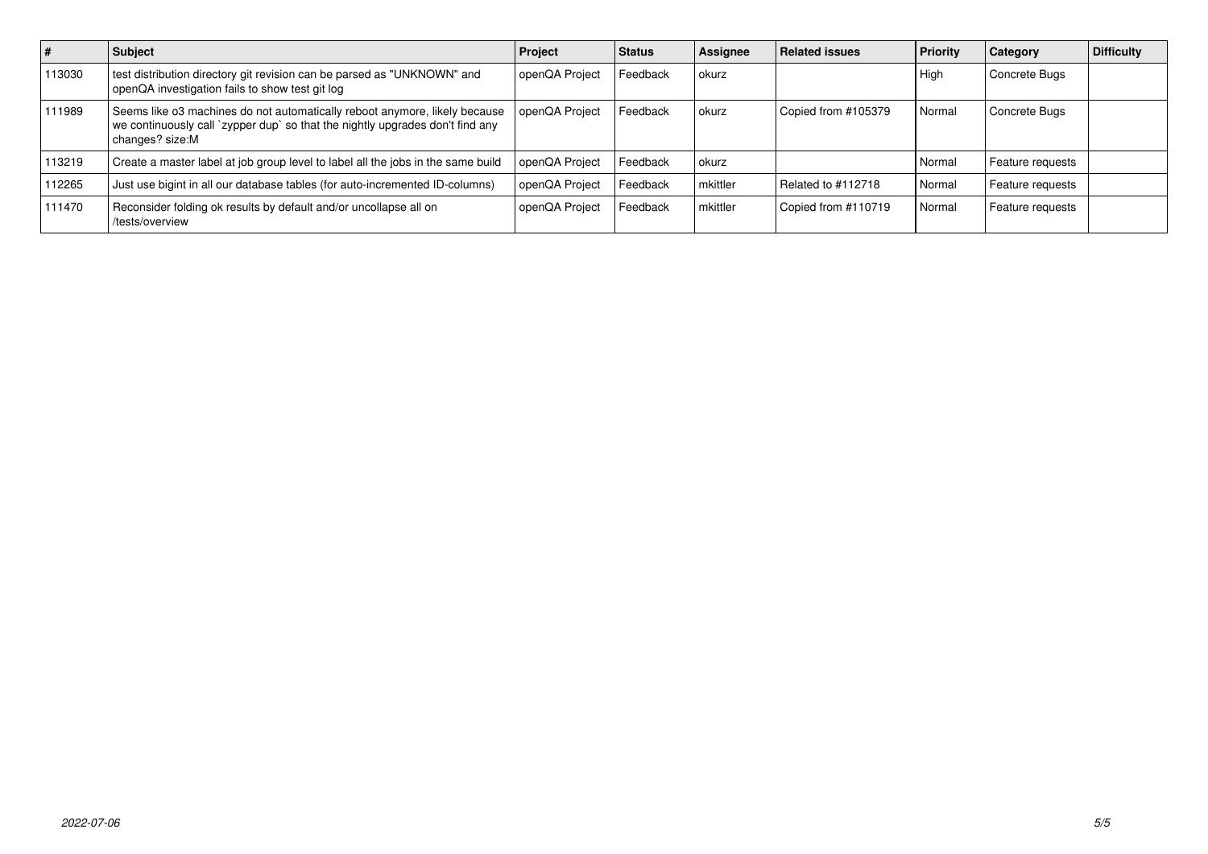| # | Subject | Project | Status | Assignee | Related issues | Priority | Category | Difficulty |
|---|---|---|---|---|---|---|---|---|
| 113030 | test distribution directory git revision can be parsed as "UNKNOWN" and openQA investigation fails to show test git log | openQA Project | Feedback | okurz | | High | Concrete Bugs | |
| 111989 | Seems like o3 machines do not automatically reboot anymore, likely because we continuously call `zypper dup` so that the nightly upgrades don't find any changes? size:M | openQA Project | Feedback | okurz | Copied from #105379 | Normal | Concrete Bugs | |
| 113219 | Create a master label at job group level to label all the jobs in the same build | openQA Project | Feedback | okurz | | Normal | Feature requests | |
| 112265 | Just use bigint in all our database tables (for auto-incremented ID-columns) | openQA Project | Feedback | mkittler | Related to #112718 | Normal | Feature requests | |
| 111470 | Reconsider folding ok results by default and/or uncollapse all on /tests/overview | openQA Project | Feedback | mkittler | Copied from #110719 | Normal | Feature requests | |

*2022-07-06*